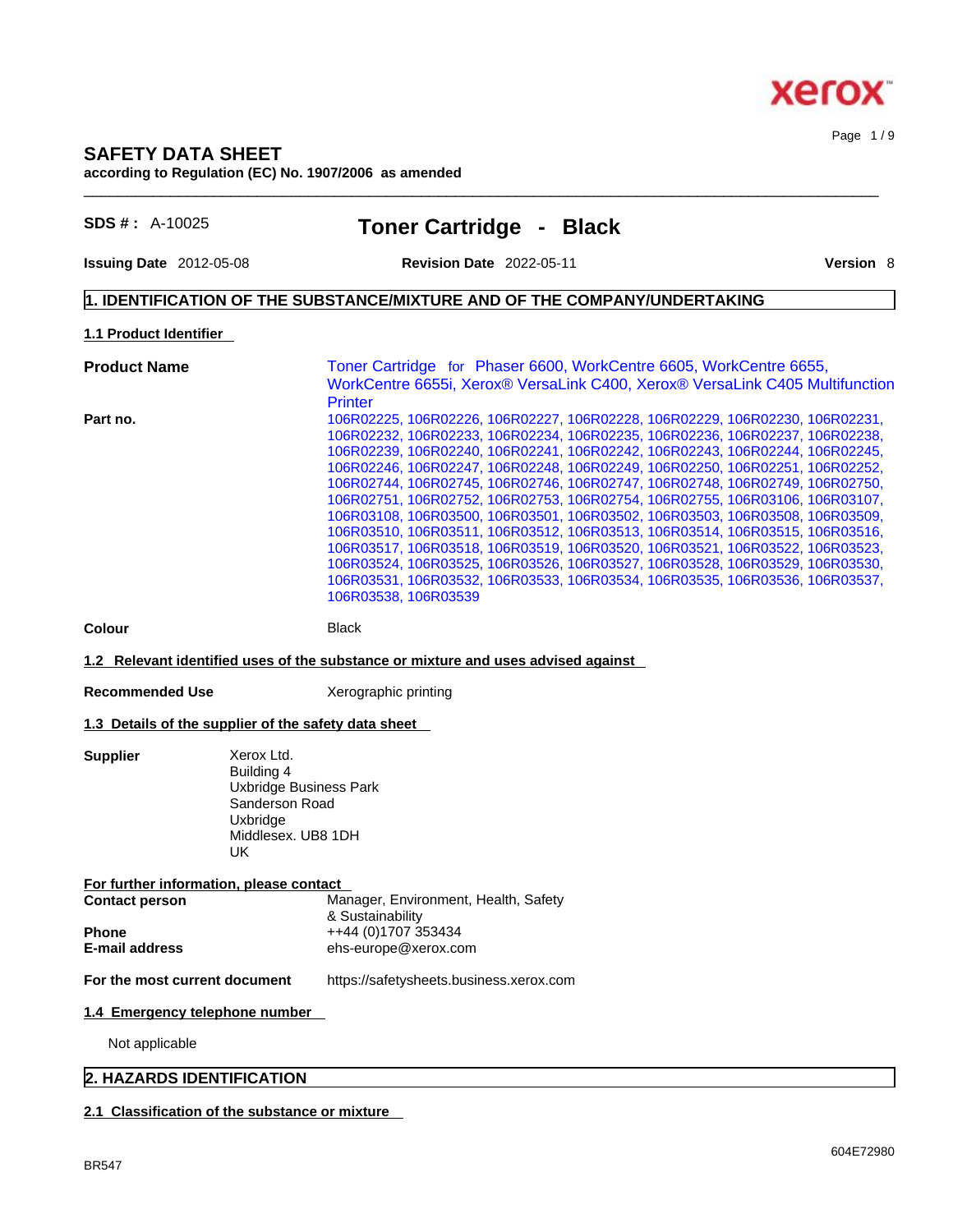# SAFETY DATA SHEET

**according to Regulation (EC) No. 1907/2006 as amended**

**SDS # :** A-10025

## Toner Cartridge - Black

**Issuing Date** 2012-05-08 **Revision Date** 2022-05-11 **Version** 8

## 1. IDENTIFICATION OF THE SUBSTANCE/MIXTURE AND OF THE COMPANY/UNDERTAKING

### 1.1 Product Identifier

**Product Name** Toner Cartridge for Phaser 6600, WorkCentre 6605, WorkCentre 6655, WorkCentre 6655i, Xerox® VersaLink C400, Xerox® VersaLink C405 Multifunction Printer

**Part no.** 106R02225, 106R02226, 106R02227, 106R02228, 106R02229, 106R02230, 106R02231, 106R02232, 106R02233, 106R02234, 106R02235, 106R02236, 106R02237, 106R02238, 106R02239, 106R02240, 106R02241, 106R02242, 106R02243, 106R02244, 106R02245, 106R02246, 106R02247, 106R02248, 106R02249, 106R02250, 106R02251, 106R02252, 106R02744, 106R02745, 106R02746, 106R02747, 106R02748, 106R02749, 106R02750, 106R02751, 106R02752, 106R02753, 106R02754, 106R02755, 106R03106, 106R03107, 106R03108, 106R03500, 106R03501, 106R03502, 106R03503, 106R03508, 106R03509, 106R03510, 106R03511, 106R03512, 106R03513, 106R03514, 106R03515, 106R03516, 106R03517, 106R03518, 106R03519, 106R03520, 106R03521, 106R03522, 106R03523, 106R03524, 106R03525, 106R03526, 106R03527, 106R03528, 106R03529, 106R03530, 106R03531, 106R03532, 106R03533, 106R03534, 106R03535, 106R03536, 106R03537, 106R03538, 106R03539

**Colour** Black

### 1.2 Relevant identified uses of the substance or mixture and uses advised against

**Recommended Use** Xerographic printing

### 1.3 Details of the supplier of the safety data sheet

**Supplier**
Xerox Ltd.
Building 4
Uxbridge Business Park
Sanderson Road
Uxbridge
Middlesex. UB8 1DH
UK

**For further information, please contact**

**Contact person** Manager, Environment, Health, Safety & Sustainability

**Phone** ++44 (0)1707 353434

**E-mail address** ehs-europe@xerox.com

**For the most current document** https://safetysheets.business.xerox.com

### 1.4 Emergency telephone number

Not applicable

## 2. HAZARDS IDENTIFICATION

### 2.1 Classification of the substance or mixture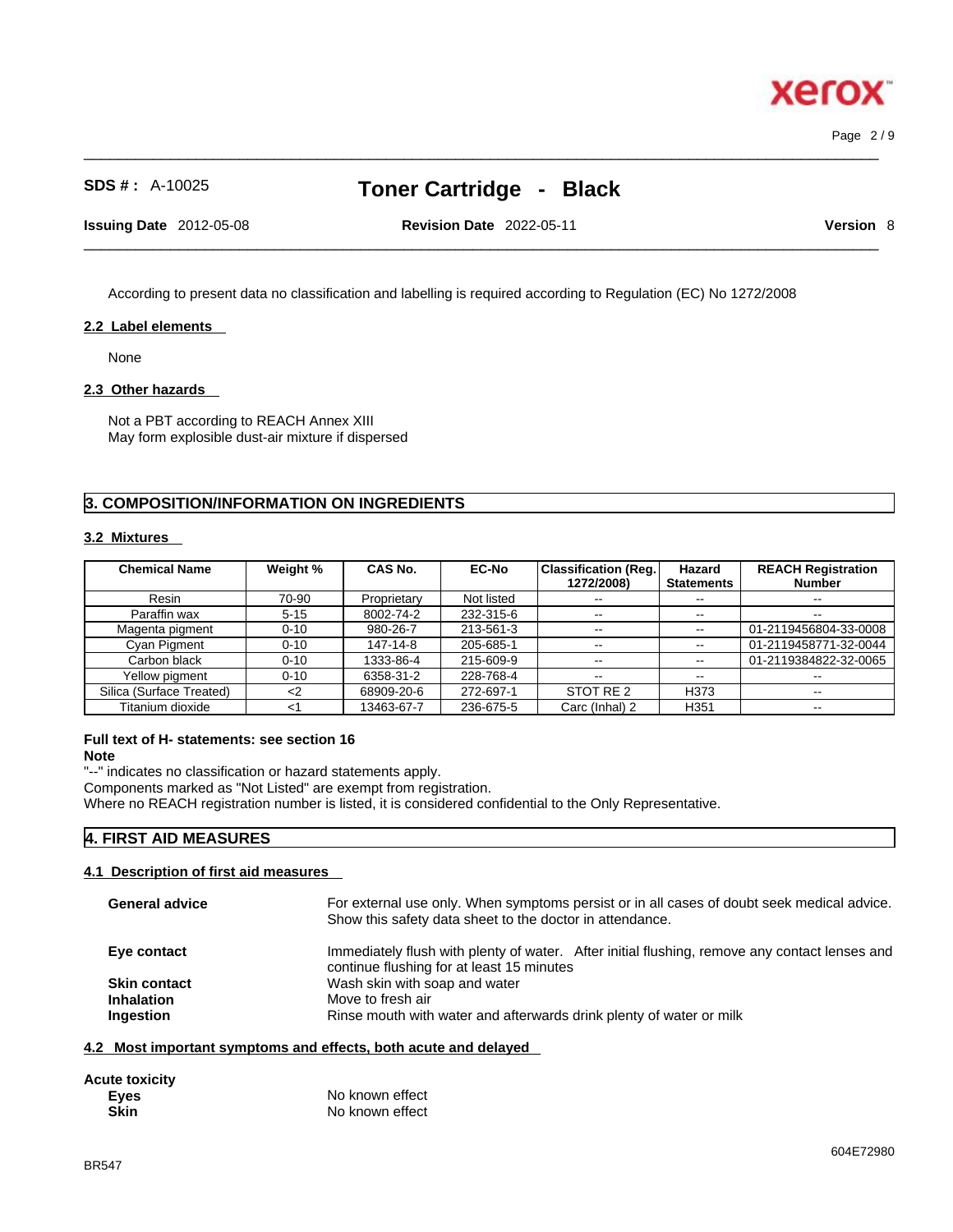According to present data no classification and labelling is required according to Regulation (EC) No 1272/2008

### 2.2 Label elements

None

### 2.3 Other hazards

Not a PBT according to REACH Annex XIII
May form explosible dust-air mixture if dispersed

## 3. COMPOSITION/INFORMATION ON INGREDIENTS

### 3.2 Mixtures

| Chemical Name | Weight % | CAS No. | EC-No | Classification (Reg. 1272/2008) | Hazard Statements | REACH Registration Number |
|---|---|---|---|---|---|---|
| Resin | 70-90 | Proprietary | Not listed | -- | -- | -- |
| Paraffin wax | 5-15 | 8002-74-2 | 232-315-6 | -- | -- | -- |
| Magenta pigment | 0-10 | 980-26-7 | 213-561-3 | -- | -- | 01-2119456804-33-0008 |
| Cyan Pigment | 0-10 | 147-14-8 | 205-685-1 | -- | -- | 01-2119458771-32-0044 |
| Carbon black | 0-10 | 1333-86-4 | 215-609-9 | -- | -- | 01-2119384822-32-0065 |
| Yellow pigment | 0-10 | 6358-31-2 | 228-768-4 | -- | -- | -- |
| Silica (Surface Treated) | <2 | 68909-20-6 | 272-697-1 | STOT RE 2 | H373 | -- |
| Titanium dioxide | <1 | 13463-67-7 | 236-675-5 | Carc (Inhal) 2 | H351 | -- |

**Full text of H- statements: see section 16**

**Note**

"--" indicates no classification or hazard statements apply.
Components marked as "Not Listed" are exempt from registration.
Where no REACH registration number is listed, it is considered confidential to the Only Representative.

## 4. FIRST AID MEASURES

### 4.1 Description of first aid measures

**General advice** For external use only. When symptoms persist or in all cases of doubt seek medical advice. Show this safety data sheet to the doctor in attendance.

**Eye contact** Immediately flush with plenty of water. After initial flushing, remove any contact lenses and continue flushing for at least 15 minutes

**Skin contact** Wash skin with soap and water

**Inhalation** Move to fresh air

**Ingestion** Rinse mouth with water and afterwards drink plenty of water or milk

### 4.2 Most important symptoms and effects, both acute and delayed

**Acute toxicity**

**Eyes** No known effect

**Skin** No known effect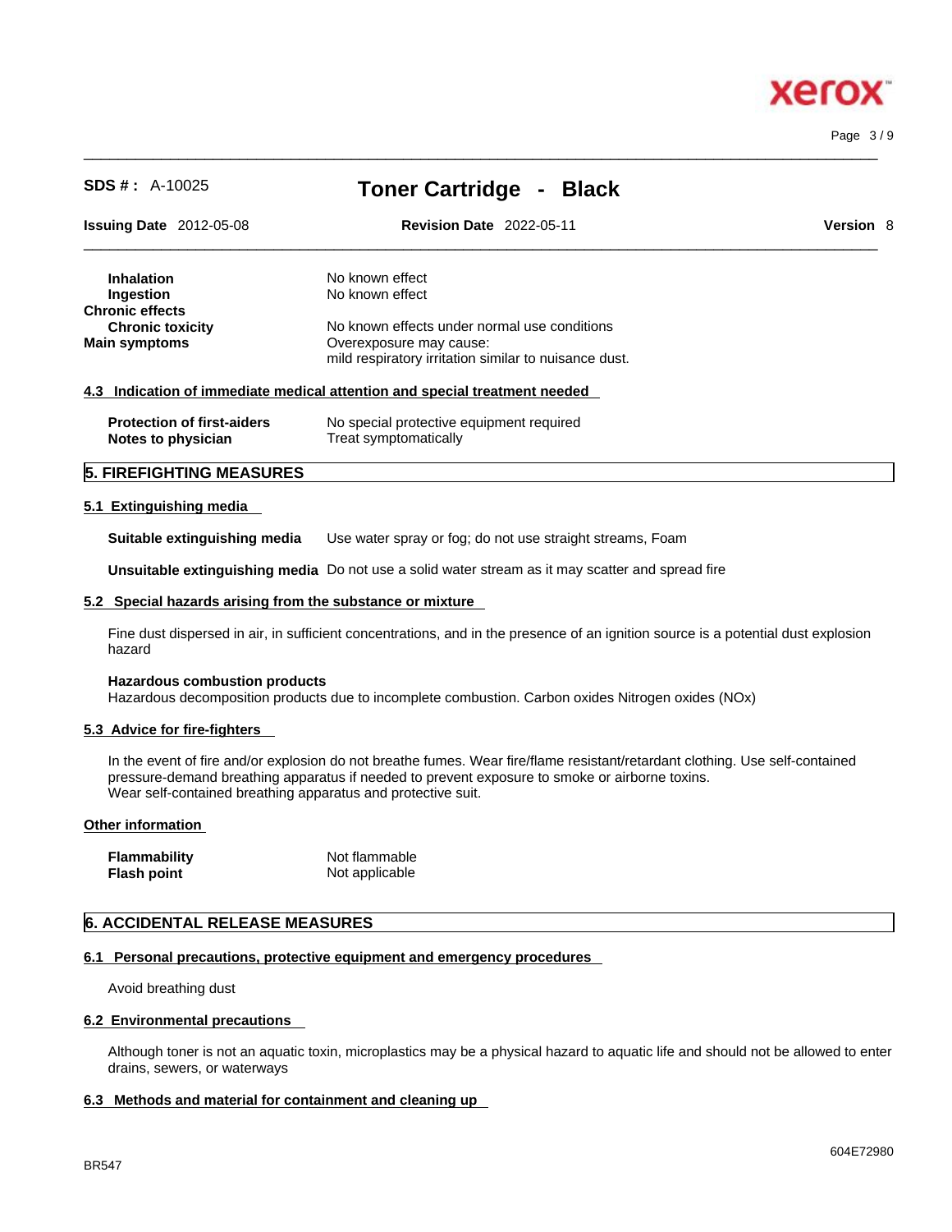| | |
|---|---|
| **Inhalation** | No known effect |
| **Ingestion** | No known effect |
| **Chronic effects** | |
| **Chronic toxicity** | No known effects under normal use conditions |
| **Main symptoms** | Overexposure may cause: mild respiratory irritation similar to nuisance dust. |

### 4.3 Indication of immediate medical attention and special treatment needed

| | |
|---|---|
| **Protection of first-aiders** | No special protective equipment required |
| **Notes to physician** | Treat symptomatically |

## 5. FIREFIGHTING MEASURES

### 5.1 Extinguishing media

**Suitable extinguishing media** Use water spray or fog; do not use straight streams, Foam

**Unsuitable extinguishing media** Do not use a solid water stream as it may scatter and spread fire

### 5.2 Special hazards arising from the substance or mixture

Fine dust dispersed in air, in sufficient concentrations, and in the presence of an ignition source is a potential dust explosion hazard

**Hazardous combustion products**
Hazardous decomposition products due to incomplete combustion. Carbon oxides Nitrogen oxides (NOx)

### 5.3 Advice for fire-fighters

In the event of fire and/or explosion do not breathe fumes. Wear fire/flame resistant/retardant clothing. Use self-contained pressure-demand breathing apparatus if needed to prevent exposure to smoke or airborne toxins.
Wear self-contained breathing apparatus and protective suit.

### Other information

| | |
|---|---|
| **Flammability** | Not flammable |
| **Flash point** | Not applicable |

## 6. ACCIDENTAL RELEASE MEASURES

### 6.1 Personal precautions, protective equipment and emergency procedures

Avoid breathing dust

### 6.2 Environmental precautions

Although toner is not an aquatic toxin, microplastics may be a physical hazard to aquatic life and should not be allowed to enter drains, sewers, or waterways

### 6.3 Methods and material for containment and cleaning up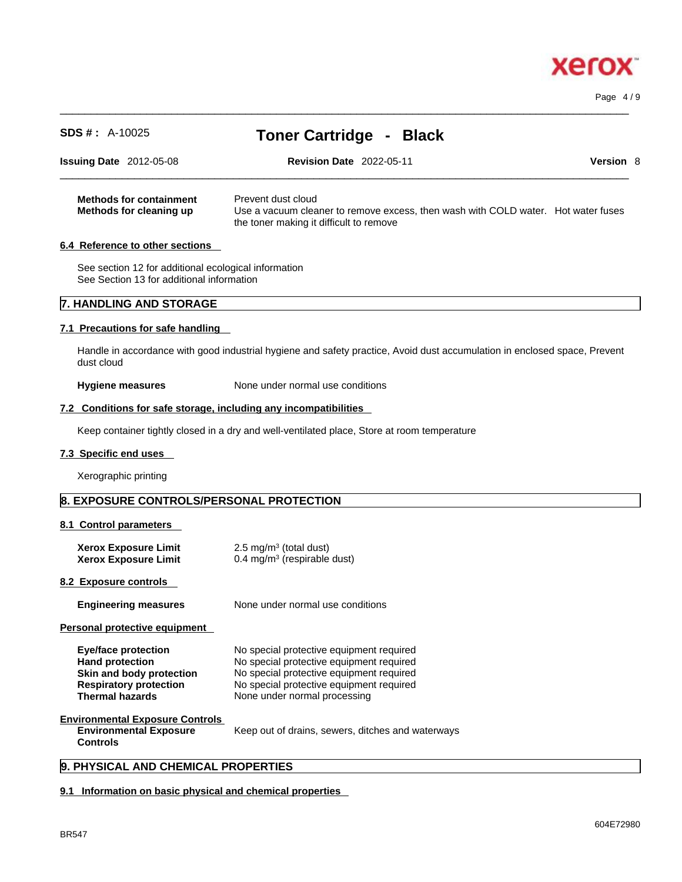| | |
|---|---|
| **Methods for containment** | Prevent dust cloud |
| **Methods for cleaning up** | Use a vacuum cleaner to remove excess, then wash with COLD water. Hot water fuses the toner making it difficult to remove |

### 6.4 Reference to other sections

See section 12 for additional ecological information
See Section 13 for additional information

## 7. HANDLING AND STORAGE

### 7.1 Precautions for safe handling

Handle in accordance with good industrial hygiene and safety practice, Avoid dust accumulation in enclosed space, Prevent dust cloud

| | |
|---|---|
| **Hygiene measures** | None under normal use conditions |

### 7.2 Conditions for safe storage, including any incompatibilities

Keep container tightly closed in a dry and well-ventilated place, Store at room temperature

### 7.3 Specific end uses

Xerographic printing

## 8. EXPOSURE CONTROLS/PERSONAL PROTECTION

### 8.1 Control parameters

| | |
|---|---|
| **Xerox Exposure Limit** | 2.5 mg/m$^3$ (total dust) |
| **Xerox Exposure Limit** | 0.4 mg/m$^3$ (respirable dust) |

### 8.2 Exposure controls

| | |
|---|---|
| **Engineering measures** | None under normal use conditions |

**Personal protective equipment**

| | |
|---|---|
| **Eye/face protection** | No special protective equipment required |
| **Hand protection** | No special protective equipment required |
| **Skin and body protection** | No special protective equipment required |
| **Respiratory protection** | No special protective equipment required |
| **Thermal hazards** | None under normal processing |

**Environmental Exposure Controls**

| | |
|---|---|
| **Environmental Exposure Controls** | Keep out of drains, sewers, ditches and waterways |

## 9. PHYSICAL AND CHEMICAL PROPERTIES

### 9.1 Information on basic physical and chemical properties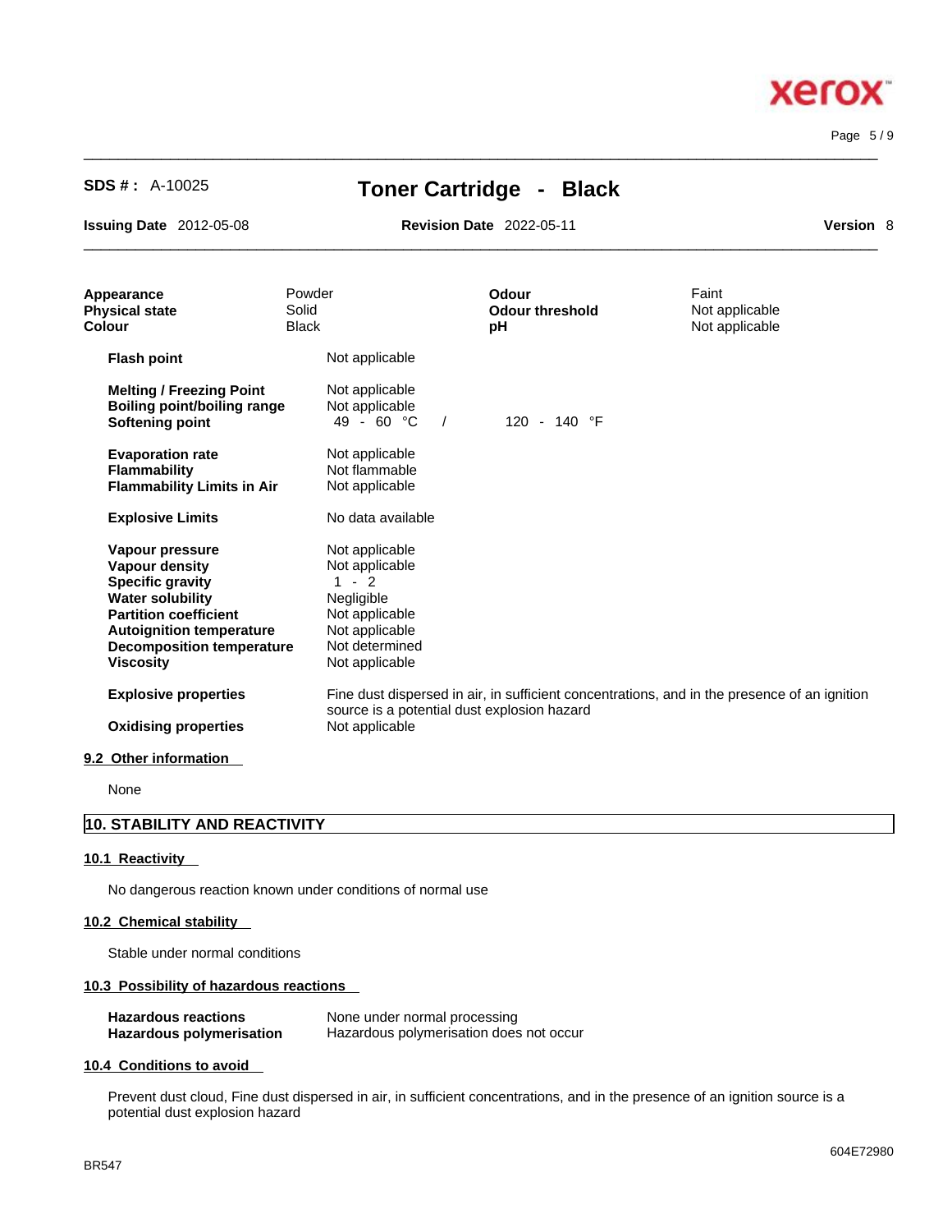| | | | |
|---|---|---|---|
| **Appearance** | Powder | **Odour** | Faint |
| **Physical state** | Solid | **Odour threshold** | Not applicable |
| **Colour** | Black | **pH** | Not applicable |

| | |
|---|---|
| **Flash point** | Not applicable |
| **Melting / Freezing Point** | Not applicable |
| **Boiling point/boiling range** | Not applicable |
| **Softening point** | 49 - 60 °C / 120 - 140 °F |
| **Evaporation rate** | Not applicable |
| **Flammability** | Not flammable |
| **Flammability Limits in Air** | Not applicable |
| **Explosive Limits** | No data available |
| **Vapour pressure** | Not applicable |
| **Vapour density** | Not applicable |
| **Specific gravity** | 1 - 2 |
| **Water solubility** | Negligible |
| **Partition coefficient** | Not applicable |
| **Autoignition temperature** | Not applicable |
| **Decomposition temperature** | Not determined |
| **Viscosity** | Not applicable |
| **Explosive properties** | Fine dust dispersed in air, in sufficient concentrations, and in the presence of an ignition source is a potential dust explosion hazard |
| **Oxidising properties** | Not applicable |

### 9.2 Other information

None

## 10. STABILITY AND REACTIVITY

### 10.1 Reactivity

No dangerous reaction known under conditions of normal use

### 10.2 Chemical stability

Stable under normal conditions

### 10.3 Possibility of hazardous reactions

| | |
|---|---|
| **Hazardous reactions** | None under normal processing |
| **Hazardous polymerisation** | Hazardous polymerisation does not occur |

### 10.4 Conditions to avoid

Prevent dust cloud, Fine dust dispersed in air, in sufficient concentrations, and in the presence of an ignition source is a potential dust explosion hazard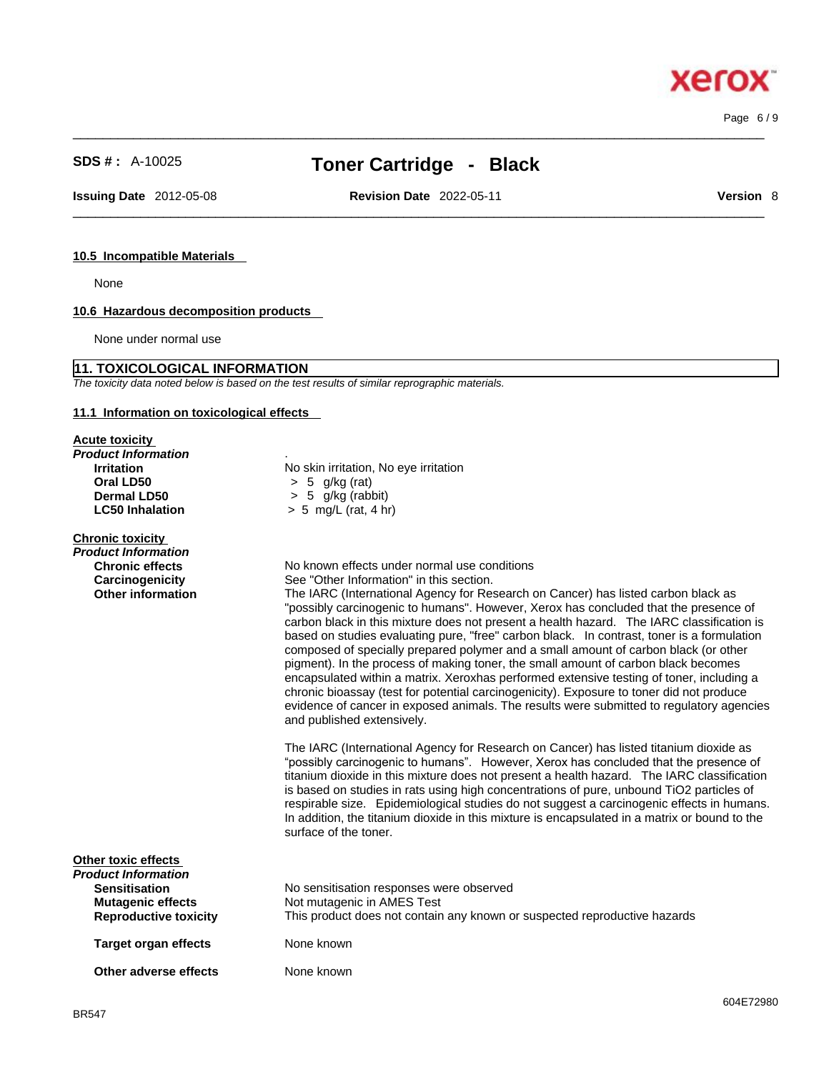### 10.5 Incompatible Materials

None

### 10.6 Hazardous decomposition products

None under normal use

## 11. TOXICOLOGICAL INFORMATION

*The toxicity data noted below is based on the test results of similar reprographic materials.*

### 11.1 Information on toxicological effects

**Acute toxicity**

***Product Information*** .

| | |
|---|---|
| **Irritation** | No skin irritation, No eye irritation |
| **Oral LD50** | > 5 g/kg (rat) |
| **Dermal LD50** | > 5 g/kg (rabbit) |
| **LC50 Inhalation** | > 5 mg/L (rat, 4 hr) |

**Chronic toxicity**

***Product Information***

**Chronic effects** No known effects under normal use conditions

**Carcinogenicity** See "Other Information" in this section.

**Other information** The IARC (International Agency for Research on Cancer) has listed carbon black as "possibly carcinogenic to humans". However, Xerox has concluded that the presence of carbon black in this mixture does not present a health hazard. The IARC classification is based on studies evaluating pure, "free" carbon black. In contrast, toner is a formulation composed of specially prepared polymer and a small amount of carbon black (or other pigment). In the process of making toner, the small amount of carbon black becomes encapsulated within a matrix. Xeroxhas performed extensive testing of toner, including a chronic bioassay (test for potential carcinogenicity). Exposure to toner did not produce evidence of cancer in exposed animals. The results were submitted to regulatory agencies and published extensively.

The IARC (International Agency for Research on Cancer) has listed titanium dioxide as "possibly carcinogenic to humans". However, Xerox has concluded that the presence of titanium dioxide in this mixture does not present a health hazard. The IARC classification is based on studies in rats using high concentrations of pure, unbound $TiO_2$ particles of respirable size. Epidemiological studies do not suggest a carcinogenic effects in humans. In addition, the titanium dioxide in this mixture is encapsulated in a matrix or bound to the surface of the toner.

**Other toxic effects**

***Product Information***

| | |
|---|---|
| **Sensitisation** | No sensitisation responses were observed |
| **Mutagenic effects** | Not mutagenic in AMES Test |
| **Reproductive toxicity** | This product does not contain any known or suspected reproductive hazards |
| **Target organ effects** | None known |
| **Other adverse effects** | None known |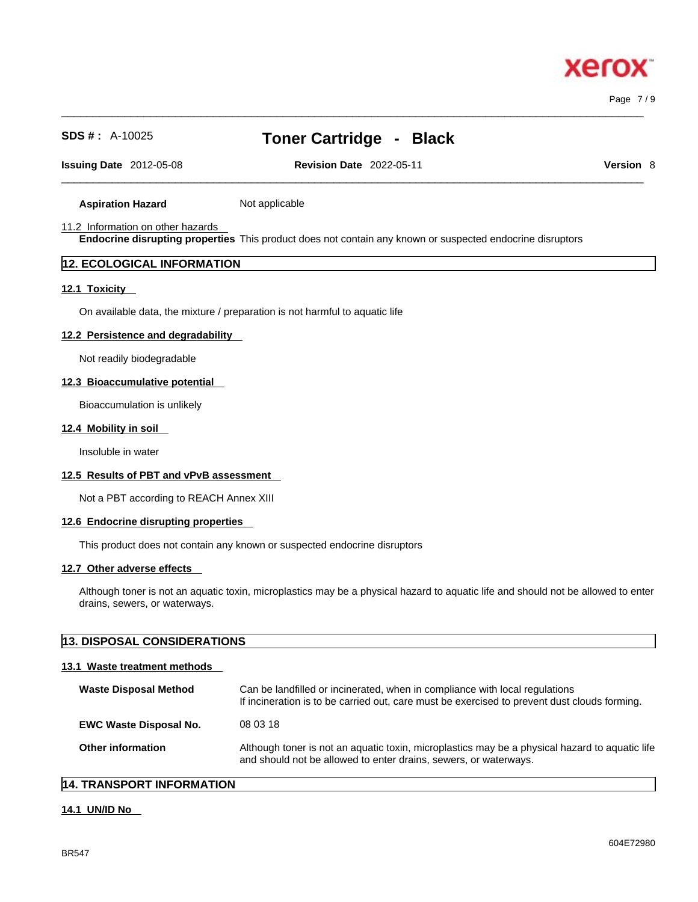**Aspiration Hazard** Not applicable

11.2 Information on other hazards

**Endocrine disrupting properties** This product does not contain any known or suspected endocrine disruptors

## 12. ECOLOGICAL INFORMATION

### 12.1 Toxicity

On available data, the mixture / preparation is not harmful to aquatic life

### 12.2 Persistence and degradability

Not readily biodegradable

### 12.3 Bioaccumulative potential

Bioaccumulation is unlikely

### 12.4 Mobility in soil

Insoluble in water

### 12.5 Results of PBT and vPvB assessment

Not a PBT according to REACH Annex XIII

### 12.6 Endocrine disrupting properties

This product does not contain any known or suspected endocrine disruptors

### 12.7 Other adverse effects

Although toner is not an aquatic toxin, microplastics may be a physical hazard to aquatic life and should not be allowed to enter drains, sewers, or waterways.

## 13. DISPOSAL CONSIDERATIONS

### 13.1 Waste treatment methods

**Waste Disposal Method** Can be landfilled or incinerated, when in compliance with local regulations
If incineration is to be carried out, care must be exercised to prevent dust clouds forming.

**EWC Waste Disposal No.** 08 03 18

**Other information** Although toner is not an aquatic toxin, microplastics may be a physical hazard to aquatic life and should not be allowed to enter drains, sewers, or waterways.

## 14. TRANSPORT INFORMATION

### 14.1 UN/ID No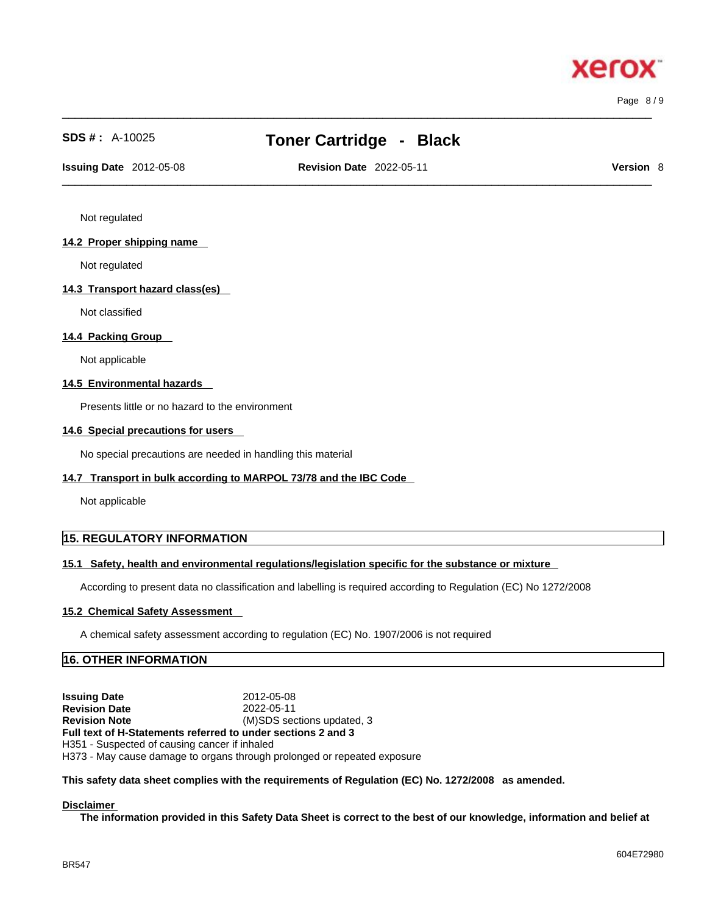Not regulated

### 14.2 Proper shipping name

Not regulated

### 14.3 Transport hazard class(es)

Not classified

### 14.4 Packing Group

Not applicable

### 14.5 Environmental hazards

Presents little or no hazard to the environment

### 14.6 Special precautions for users

No special precautions are needed in handling this material

### 14.7 Transport in bulk according to MARPOL 73/78 and the IBC Code

Not applicable

## 15. REGULATORY INFORMATION

### 15.1 Safety, health and environmental regulations/legislation specific for the substance or mixture

According to present data no classification and labelling is required according to Regulation (EC) No 1272/2008

### 15.2 Chemical Safety Assessment

A chemical safety assessment according to regulation (EC) No. 1907/2006 is not required

## 16. OTHER INFORMATION

**Issuing Date** 2012-05-08
**Revision Date** 2022-05-11
**Revision Note** (M)SDS sections updated, 3
**Full text of H-Statements referred to under sections 2 and 3**
H351 - Suspected of causing cancer if inhaled
H373 - May cause damage to organs through prolonged or repeated exposure

**This safety data sheet complies with the requirements of Regulation (EC) No. 1272/2008 as amended.**

**Disclaimer**

**The information provided in this Safety Data Sheet is correct to the best of our knowledge, information and belief at**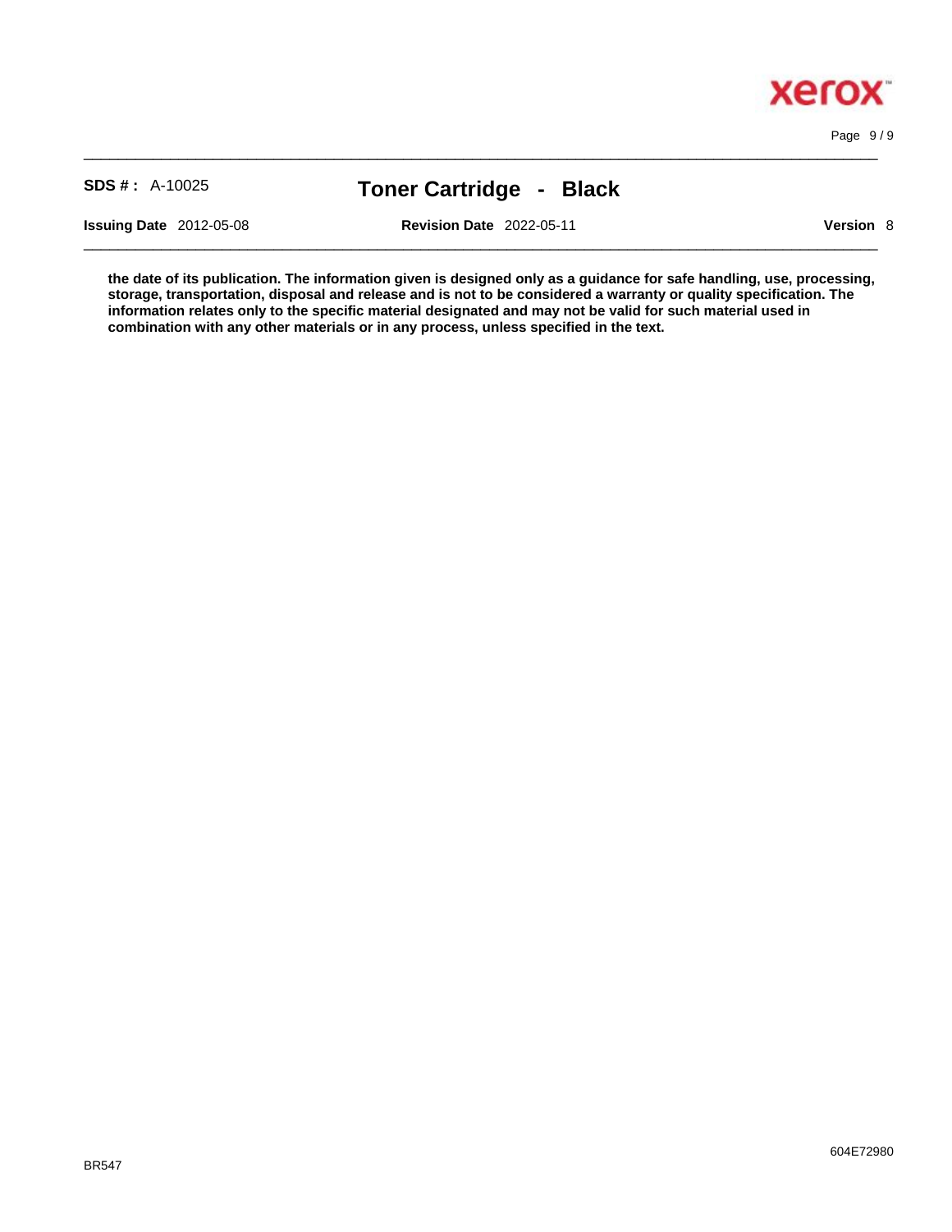**the date of its publication. The information given is designed only as a guidance for safe handling, use, processing, storage, transportation, disposal and release and is not to be considered a warranty or quality specification. The information relates only to the specific material designated and may not be valid for such material used in combination with any other materials or in any process, unless specified in the text.**